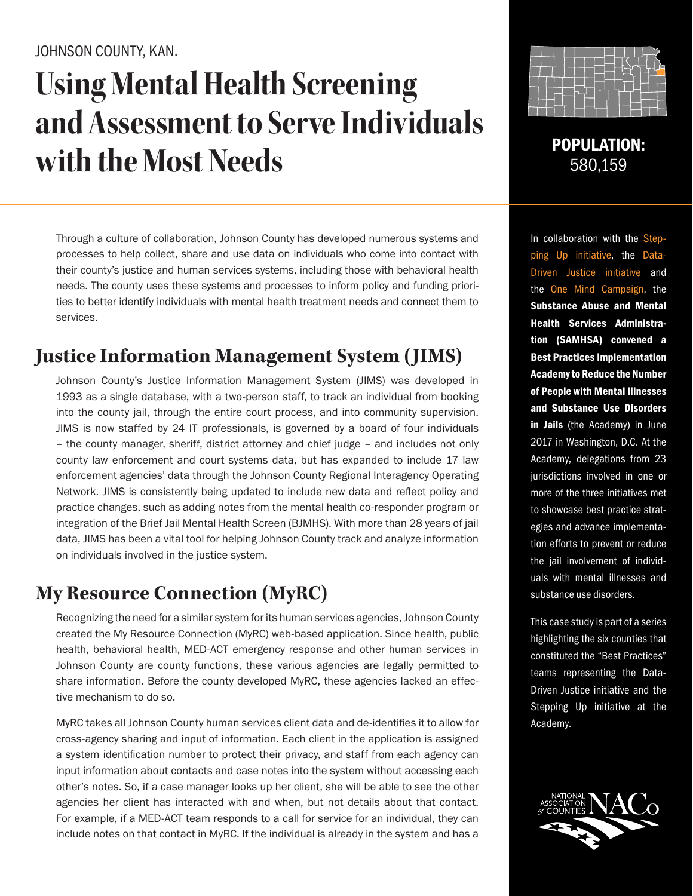JOHNSON COUNTY, KAN.

# Using Mental Health Screening and Assessment to Serve Individuals with the Most Needs

**POPULATION:** 580,159

Through a culture of collaboration, Johnson County has developed numerous systems and processes to help collect, share and use data on individuals who come into contact with their county's justice and human services systems, including those with behavioral health needs. The county uses these systems and processes to inform policy and funding priorities to better identify individuals with mental health treatment needs and connect them to services.

## Justice Information Management System (JIMS)

Johnson County's Justice Information Management System (JIMS) was developed in 1993 as a single database, with a two-person staff, to track an individual from booking into the county jail, through the entire court process, and into community supervision. JIMS is now staffed by 24 IT professionals, is governed by a board of four individuals – the county manager, sheriff, district attorney and chief judge – and includes not only county law enforcement and court systems data, but has expanded to include 17 law enforcement agencies' data through the Johnson County Regional Interagency Operating Network. JIMS is consistently being updated to include new data and reflect policy and practice changes, such as adding notes from the mental health co-responder program or integration of the Brief Jail Mental Health Screen (BJMHS). With more than 28 years of jail data, JIMS has been a vital tool for helping Johnson County track and analyze information on individuals involved in the justice system.

## My Resource Connection (MyRC)

Recognizing the need for a similar system for its human services agencies, Johnson County created the My Resource Connection (MyRC) web-based application. Since health, public health, behavioral health, MED-ACT emergency response and other human services in Johnson County are county functions, these various agencies are legally permitted to share information. Before the county developed MyRC, these agencies lacked an effective mechanism to do so.

MyRC takes all Johnson County human services client data and de-identifies it to allow for cross-agency sharing and input of information. Each client in the application is assigned a system identification number to protect their privacy, and staff from each agency can input information about contacts and case notes into the system without accessing each other's notes. So, if a case manager looks up her client, she will be able to see the other agencies her client has interacted with and when, but not details about that contact. For example, if a MED-ACT team responds to a call for service for an individual, they can include notes on that contact in MyRC. If the individual is already in the system and has a

In collaboration with the Stepping Up initiative, the Data-Driven Justice initiative and the One Mind Campaign, the **Substance Abuse and Mental Health Services Administration (SAMHSA) convened a Best Practices Implementation Academy to Reduce the Number of People with Mental Illnesses and Substance Use Disorders in Jails** (the Academy) in June 2017 in Washington, D.C. At the Academy, delegations from 23 jurisdictions involved in one or more of the three initiatives met to showcase best practice strategies and advance implementation efforts to prevent or reduce the jail involvement of individuals with mental illnesses and substance use disorders.

This case study is part of a series highlighting the six counties that constituted the "Best Practices" teams representing the Data-Driven Justice initiative and the Stepping Up initiative at the Academy.

NATIONAL ASSOCIATION of COUNTIES NACo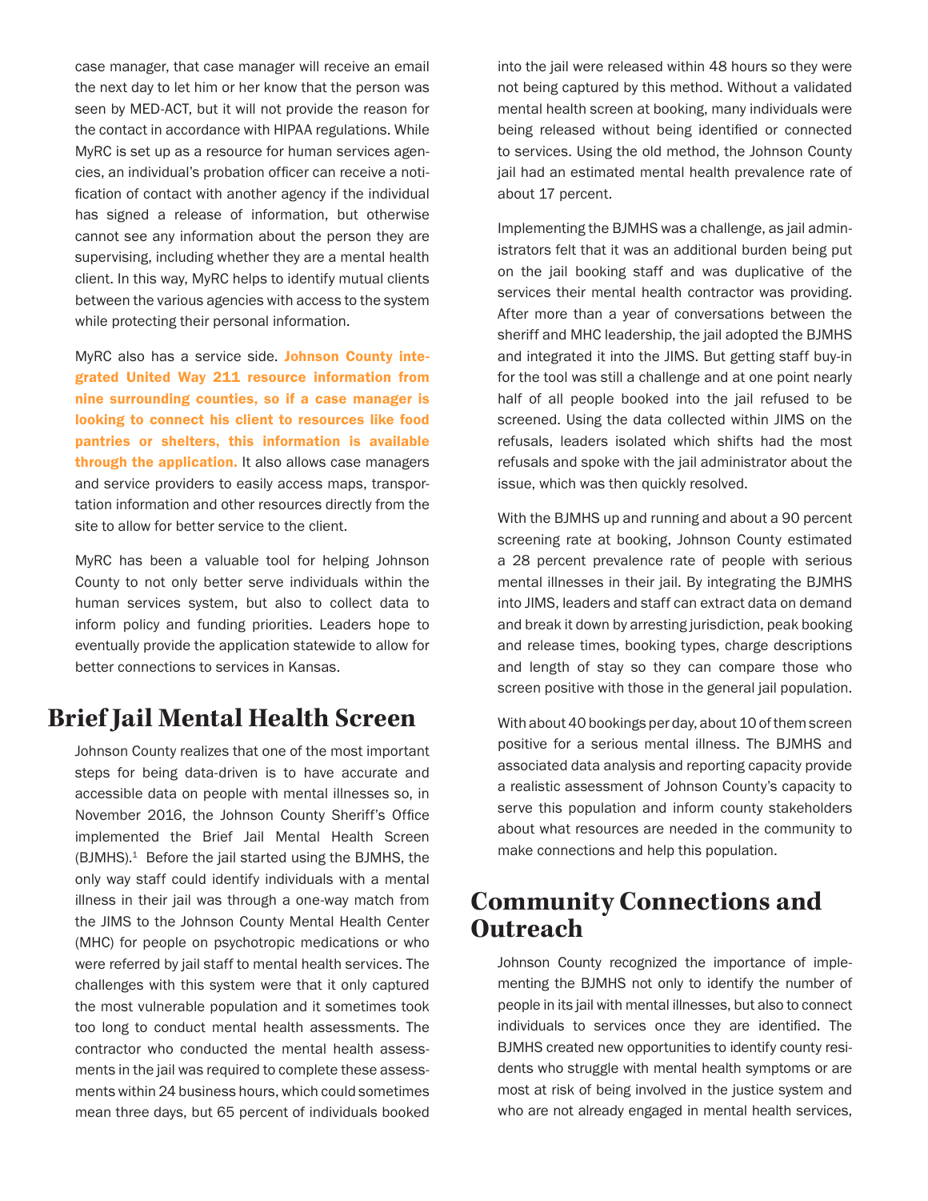case manager, that case manager will receive an email the next day to let him or her know that the person was seen by MED-ACT, but it will not provide the reason for the contact in accordance with HIPAA regulations. While MyRC is set up as a resource for human services agencies, an individual's probation officer can receive a notification of contact with another agency if the individual has signed a release of information, but otherwise cannot see any information about the person they are supervising, including whether they are a mental health client. In this way, MyRC helps to identify mutual clients between the various agencies with access to the system while protecting their personal information.

MyRC also has a service side. **Johnson County integrated United Way 211 resource information from nine surrounding counties, so if a case manager is looking to connect his client to resources like food pantries or shelters, this information is available through the application.** It also allows case managers and service providers to easily access maps, transportation information and other resources directly from the site to allow for better service to the client.

MyRC has been a valuable tool for helping Johnson County to not only better serve individuals within the human services system, but also to collect data to inform policy and funding priorities. Leaders hope to eventually provide the application statewide to allow for better connections to services in Kansas.

## Brief Jail Mental Health Screen

Johnson County realizes that one of the most important steps for being data-driven is to have accurate and accessible data on people with mental illnesses so, in November 2016, the Johnson County Sheriff's Office implemented the Brief Jail Mental Health Screen (BJMHS).[1] Before the jail started using the BJMHS, the only way staff could identify individuals with a mental illness in their jail was through a one-way match from the JIMS to the Johnson County Mental Health Center (MHC) for people on psychotropic medications or who were referred by jail staff to mental health services. The challenges with this system were that it only captured the most vulnerable population and it sometimes took too long to conduct mental health assessments. The contractor who conducted the mental health assessments in the jail was required to complete these assessments within 24 business hours, which could sometimes mean three days, but 65 percent of individuals booked into the jail were released within 48 hours so they were not being captured by this method. Without a validated mental health screen at booking, many individuals were being released without being identified or connected to services. Using the old method, the Johnson County jail had an estimated mental health prevalence rate of about 17 percent.

Implementing the BJMHS was a challenge, as jail administrators felt that it was an additional burden being put on the jail booking staff and was duplicative of the services their mental health contractor was providing. After more than a year of conversations between the sheriff and MHC leadership, the jail adopted the BJMHS and integrated it into the JIMS. But getting staff buy-in for the tool was still a challenge and at one point nearly half of all people booked into the jail refused to be screened. Using the data collected within JIMS on the refusals, leaders isolated which shifts had the most refusals and spoke with the jail administrator about the issue, which was then quickly resolved.

With the BJMHS up and running and about a 90 percent screening rate at booking, Johnson County estimated a 28 percent prevalence rate of people with serious mental illnesses in their jail. By integrating the BJMHS into JIMS, leaders and staff can extract data on demand and break it down by arresting jurisdiction, peak booking and release times, booking types, charge descriptions and length of stay so they can compare those who screen positive with those in the general jail population.

With about 40 bookings per day, about 10 of them screen positive for a serious mental illness. The BJMHS and associated data analysis and reporting capacity provide a realistic assessment of Johnson County's capacity to serve this population and inform county stakeholders about what resources are needed in the community to make connections and help this population.

## Community Connections and Outreach

Johnson County recognized the importance of implementing the BJMHS not only to identify the number of people in its jail with mental illnesses, but also to connect individuals to services once they are identified. The BJMHS created new opportunities to identify county residents who struggle with mental health symptoms or are most at risk of being involved in the justice system and who are not already engaged in mental health services,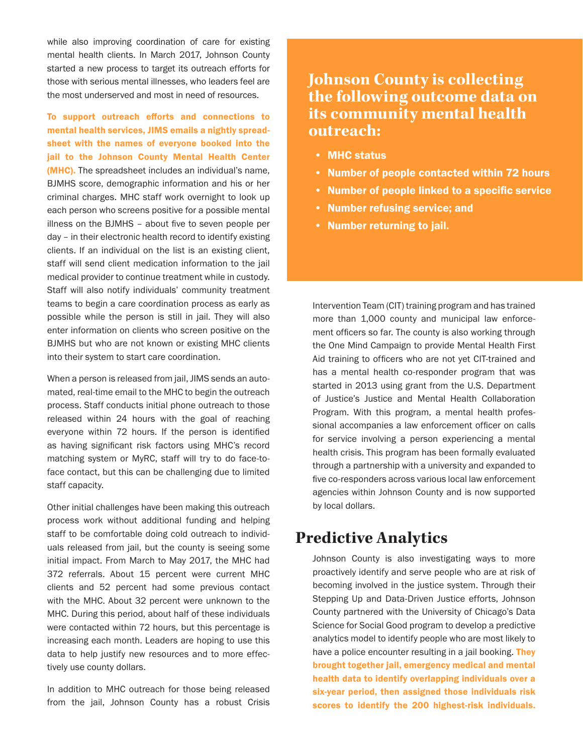while also improving coordination of care for existing mental health clients. In March 2017, Johnson County started a new process to target its outreach efforts for those with serious mental illnesses, who leaders feel are the most underserved and most in need of resources.

**To support outreach efforts and connections to mental health services, JIMS emails a nightly spreadsheet with the names of everyone booked into the jail to the Johnson County Mental Health Center (MHC).** The spreadsheet includes an individual's name, BJMHS score, demographic information and his or her criminal charges. MHC staff work overnight to look up each person who screens positive for a possible mental illness on the BJMHS – about five to seven people per day – in their electronic health record to identify existing clients. If an individual on the list is an existing client, staff will send client medication information to the jail medical provider to continue treatment while in custody. Staff will also notify individuals' community treatment teams to begin a care coordination process as early as possible while the person is still in jail. They will also enter information on clients who screen positive on the BJMHS but who are not known or existing MHC clients into their system to start care coordination.

When a person is released from jail, JIMS sends an automated, real-time email to the MHC to begin the outreach process. Staff conducts initial phone outreach to those released within 24 hours with the goal of reaching everyone within 72 hours. If the person is identified as having significant risk factors using MHC's record matching system or MyRC, staff will try to do face-to-face contact, but this can be challenging due to limited staff capacity.

Other initial challenges have been making this outreach process work without additional funding and helping staff to be comfortable doing cold outreach to individuals released from jail, but the county is seeing some initial impact. From March to May 2017, the MHC had 372 referrals. About 15 percent were current MHC clients and 52 percent had some previous contact with the MHC. About 32 percent were unknown to the MHC. During this period, about half of these individuals were contacted within 72 hours, but this percentage is increasing each month. Leaders are hoping to use this data to help justify new resources and to more effectively use county dollars.

In addition to MHC outreach for those being released from the jail, Johnson County has a robust Crisis Intervention Team (CIT) training program and has trained more than 1,000 county and municipal law enforcement officers so far. The county is also working through the One Mind Campaign to provide Mental Health First Aid training to officers who are not yet CIT-trained and has a mental health co-responder program that was started in 2013 using grant from the U.S. Department of Justice's Justice and Mental Health Collaboration Program. With this program, a mental health professional accompanies a law enforcement officer on calls for service involving a person experiencing a mental health crisis. This program has been formally evaluated through a partnership with a university and expanded to five co-responders across various local law enforcement agencies within Johnson County and is now supported by local dollars.

### Johnson County is collecting the following outcome data on its community mental health outreach:

- **MHC status**
- **Number of people contacted within 72 hours**
- **Number of people linked to a specific service**
- **Number refusing service; and**
- **Number returning to jail.**

## Predictive Analytics

Johnson County is also investigating ways to more proactively identify and serve people who are at risk of becoming involved in the justice system. Through their Stepping Up and Data-Driven Justice efforts, Johnson County partnered with the University of Chicago's Data Science for Social Good program to develop a predictive analytics model to identify people who are most likely to have a police encounter resulting in a jail booking. **They brought together jail, emergency medical and mental health data to identify overlapping individuals over a six-year period, then assigned those individuals risk scores to identify the 200 highest-risk individuals.**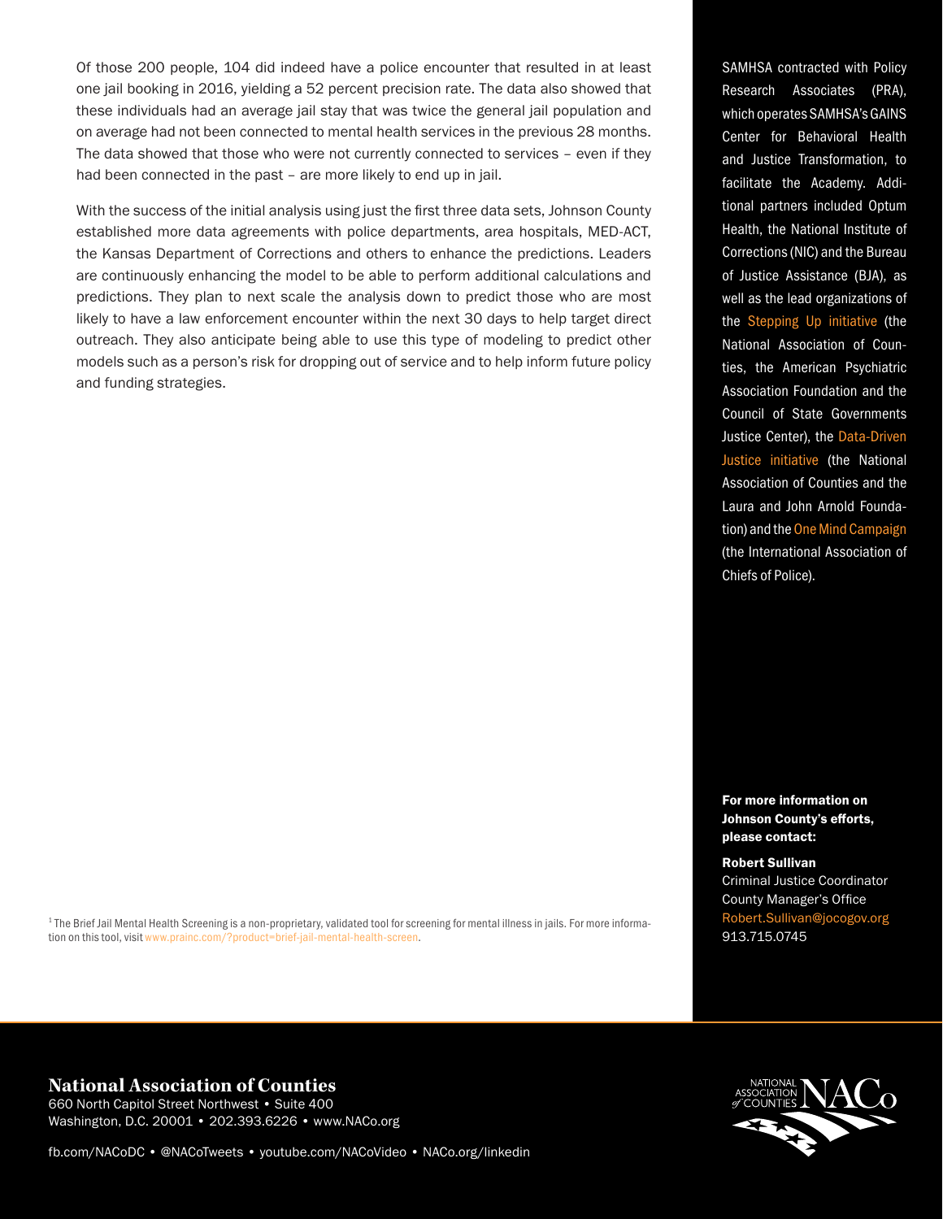Of those 200 people, 104 did indeed have a police encounter that resulted in at least one jail booking in 2016, yielding a 52 percent precision rate. The data also showed that these individuals had an average jail stay that was twice the general jail population and on average had not been connected to mental health services in the previous 28 months. The data showed that those who were not currently connected to services – even if they had been connected in the past – are more likely to end up in jail.

With the success of the initial analysis using just the first three data sets, Johnson County established more data agreements with police departments, area hospitals, MED-ACT, the Kansas Department of Corrections and others to enhance the predictions. Leaders are continuously enhancing the model to be able to perform additional calculations and predictions. They plan to next scale the analysis down to predict those who are most likely to have a law enforcement encounter within the next 30 days to help target direct outreach. They also anticipate being able to use this type of modeling to predict other models such as a person's risk for dropping out of service and to help inform future policy and funding strategies.

[1] The Brief Jail Mental Health Screening is a non-proprietary, validated tool for screening for mental illness in jails. For more information on this tool, visit www.prainc.com/?product=brief-jail-mental-health-screen.

SAMHSA contracted with Policy Research Associates (PRA), which operates SAMHSA's GAINS Center for Behavioral Health and Justice Transformation, to facilitate the Academy. Additional partners included Optum Health, the National Institute of Corrections (NIC) and the Bureau of Justice Assistance (BJA), as well as the lead organizations of the Stepping Up initiative (the National Association of Counties, the American Psychiatric Association Foundation and the Council of State Governments Justice Center), the Data-Driven Justice initiative (the National Association of Counties and the Laura and John Arnold Foundation) and the One Mind Campaign (the International Association of Chiefs of Police).

**For more information on Johnson County's efforts, please contact:**

**Robert Sullivan**
Criminal Justice Coordinator
County Manager's Office
Robert.Sullivan@jocogov.org
913.715.0745

**National Association of Counties**
660 North Capitol Street Northwest • Suite 400
Washington, D.C. 20001 • 202.393.6226 • www.NACo.org

fb.com/NACoDC • @NACoTweets • youtube.com/NACoVideo • NACo.org/linkedin